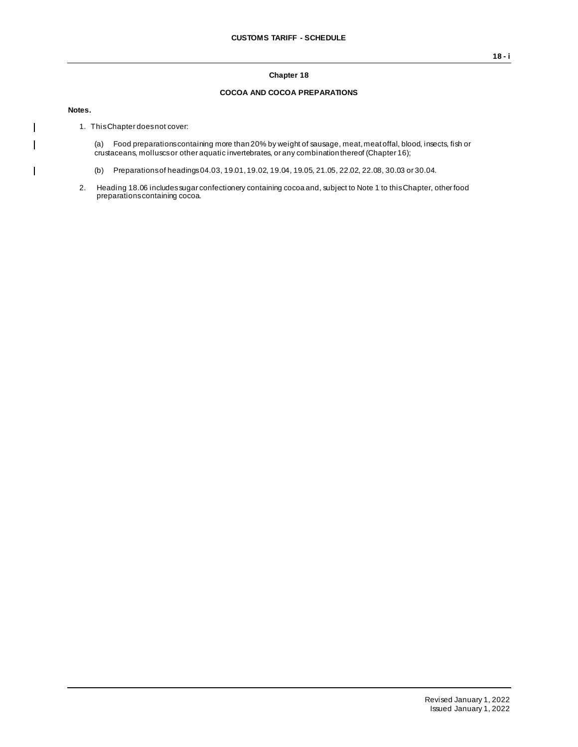## Chapter 18

## COCOA AND COCOA PREPARATIONS

**Notes.**

1. This Chapter does not cover:

   (a) Food preparations containing more than 20% by weight of sausage, meat, meat offal, blood, insects, fish or crustaceans, molluscs or other aquatic invertebrates, or any combination thereof (Chapter 16);

   (b) Preparations of headings 04.03, 19.01, 19.02, 19.04, 19.05, 21.05, 22.02, 22.08, 30.03 or 30.04.

2. Heading 18.06 includes sugar confectionery containing cocoa and, subject to Note 1 to this Chapter, other food preparations containing cocoa.

Revised January 1, 2022
Issued January 1, 2022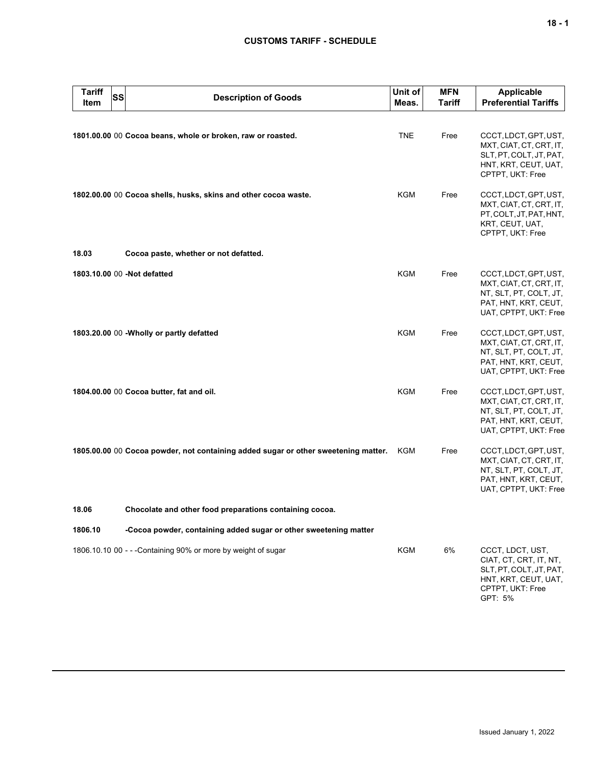| Tariff Item | SS | Description of Goods | Unit of Meas. | MFN Tariff | Applicable Preferential Tariffs |
|---|---|---|---|---|---|
| **1801.00.00** | 00 | **Cocoa beans, whole or broken, raw or roasted.** | TNE | Free | CCCT, LDCT, GPT, UST, MXT, CIAT, CT, CRT, IT, SLT, PT, COLT, JT, PAT, HNT, KRT, CEUT, UAT, CPTPT, UKT: Free |
| **1802.00.00** | 00 | **Cocoa shells, husks, skins and other cocoa waste.** | KGM | Free | CCCT, LDCT, GPT, UST, MXT, CIAT, CT, CRT, IT, PT, COLT, JT, PAT, HNT, KRT, CEUT, UAT, CPTPT, UKT: Free |
| **18.03** | | **Cocoa paste, whether or not defatted.** | | | |
| **1803.10.00** | 00 | **-Not defatted** | KGM | Free | CCCT, LDCT, GPT, UST, MXT, CIAT, CT, CRT, IT, NT, SLT, PT, COLT, JT, PAT, HNT, KRT, CEUT, UAT, CPTPT, UKT: Free |
| **1803.20.00** | 00 | **-Wholly or partly defatted** | KGM | Free | CCCT, LDCT, GPT, UST, MXT, CIAT, CT, CRT, IT, NT, SLT, PT, COLT, JT, PAT, HNT, KRT, CEUT, UAT, CPTPT, UKT: Free |
| **1804.00.00** | 00 | **Cocoa butter, fat and oil.** | KGM | Free | CCCT, LDCT, GPT, UST, MXT, CIAT, CT, CRT, IT, NT, SLT, PT, COLT, JT, PAT, HNT, KRT, CEUT, UAT, CPTPT, UKT: Free |
| **1805.00.00** | 00 | **Cocoa powder, not containing added sugar or other sweetening matter.** | KGM | Free | CCCT, LDCT, GPT, UST, MXT, CIAT, CT, CRT, IT, NT, SLT, PT, COLT, JT, PAT, HNT, KRT, CEUT, UAT, CPTPT, UKT: Free |
| **18.06** | | **Chocolate and other food preparations containing cocoa.** | | | |
| **1806.10** | | **-Cocoa powder, containing added sugar or other sweetening matter** | | | |
| 1806.10.10 | 00 | - - -Containing 90% or more by weight of sugar | KGM | 6% | CCCT, LDCT, UST, CIAT, CT, CRT, IT, NT, SLT, PT, COLT, JT, PAT, HNT, KRT, CEUT, UAT, CPTPT, UKT: Free<br>GPT: 5% |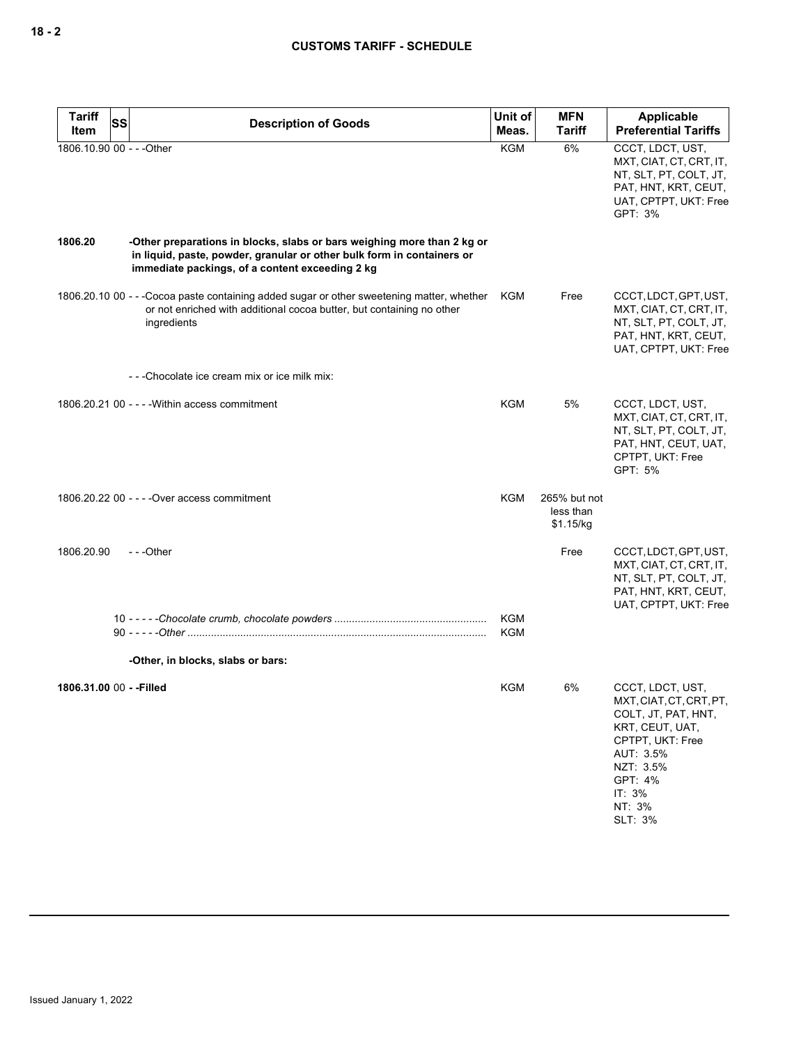| Tariff Item | SS | Description of Goods | Unit of Meas. | MFN Tariff | Applicable Preferential Tariffs |
|---|---|---|---|---|---|
| 1806.10.90 | 00 | - - -Other | KGM | 6% | CCCT, LDCT, UST, MXT, CIAT, CT, CRT, IT, NT, SLT, PT, COLT, JT, PAT, HNT, KRT, CEUT, UAT, CPTPT, UKT: Free<br>GPT: 3% |
| **1806.20** | | **-Other preparations in blocks, slabs or bars weighing more than 2 kg or in liquid, paste, powder, granular or other bulk form in containers or immediate packings, of a content exceeding 2 kg** | | | |
| 1806.20.10 | 00 | - - -Cocoa paste containing added sugar or other sweetening matter, whether or not enriched with additional cocoa butter, but containing no other ingredients | KGM | Free | CCCT, LDCT, GPT, UST, MXT, CIAT, CT, CRT, IT, NT, SLT, PT, COLT, JT, PAT, HNT, KRT, CEUT, UAT, CPTPT, UKT: Free |
| | | - - -Chocolate ice cream mix or ice milk mix: | | | |
| 1806.20.21 | 00 | - - - -Within access commitment | KGM | 5% | CCCT, LDCT, UST, MXT, CIAT, CT, CRT, IT, NT, SLT, PT, COLT, JT, PAT, HNT, CEUT, UAT, CPTPT, UKT: Free<br>GPT: 5% |
| 1806.20.22 | 00 | - - - -Over access commitment | KGM | 265% but not less than $1.15/kg | |
| 1806.20.90 | | - - -Other | | Free | CCCT, LDCT, GPT, UST, MXT, CIAT, CT, CRT, IT, NT, SLT, PT, COLT, JT, PAT, HNT, KRT, CEUT, UAT, CPTPT, UKT: Free |
| | 10 | - - - - -*Chocolate crumb, chocolate powders* | KGM | | |
| | 90 | - - - - -*Other* | KGM | | |
| | | **-Other, in blocks, slabs or bars:** | | | |
| **1806.31.00** | 00 | **- -Filled** | KGM | 6% | CCCT, LDCT, UST, MXT, CIAT, CT, CRT, PT, COLT, JT, PAT, HNT, KRT, CEUT, UAT, CPTPT, UKT: Free<br>AUT: 3.5%<br>NZT: 3.5%<br>GPT: 4%<br>IT: 3%<br>NT: 3%<br>SLT: 3% |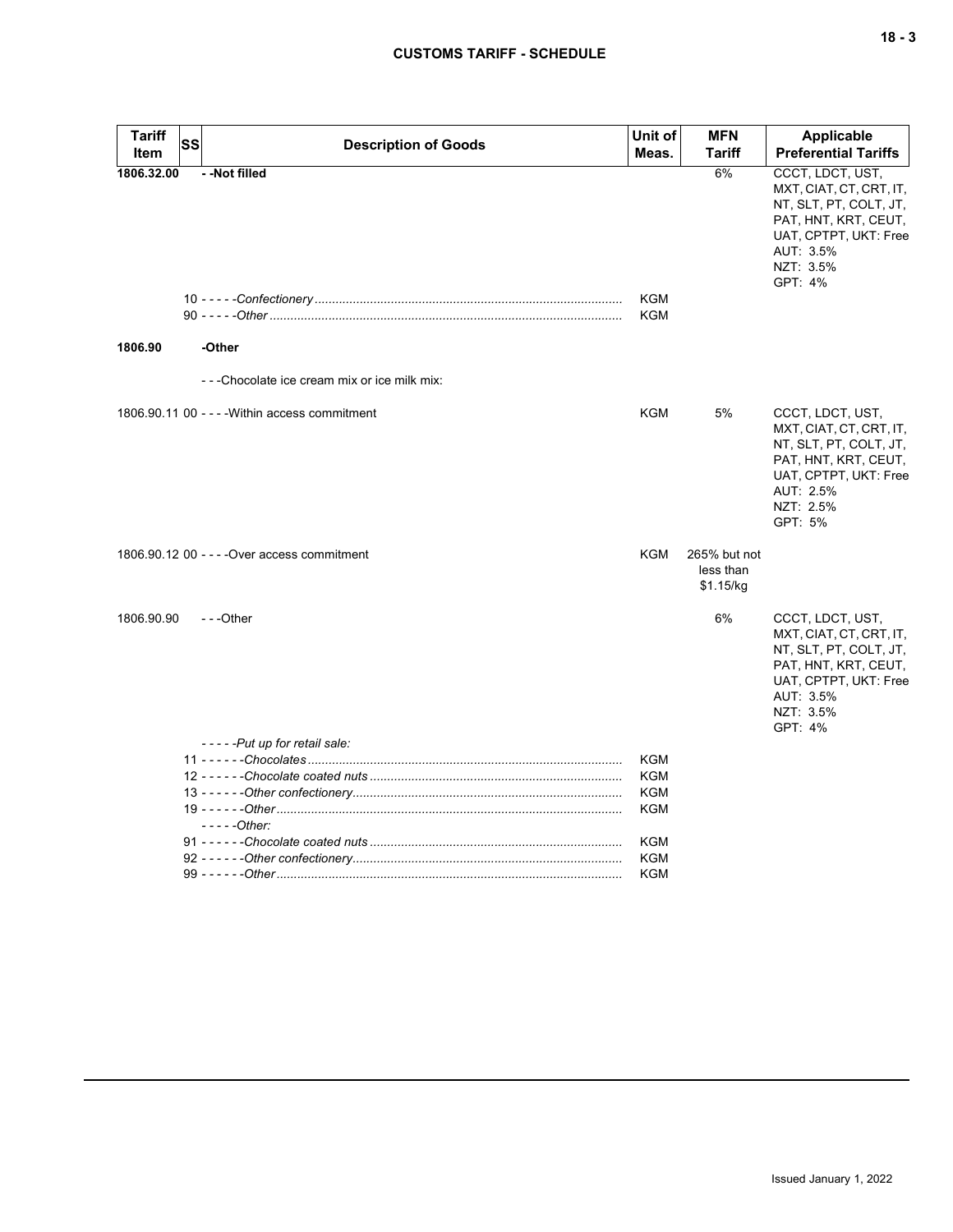| Tariff Item | SS | Description of Goods | Unit of Meas. | MFN Tariff | Applicable Preferential Tariffs |
|---|---|---|---|---|---|
| **1806.32.00** | | **- -Not filled** | | 6% | CCCT, LDCT, UST, MXT, CIAT, CT, CRT, IT, NT, SLT, PT, COLT, JT, PAT, HNT, KRT, CEUT, UAT, CPTPT, UKT: Free<br>AUT: 3.5%<br>NZT: 3.5%<br>GPT: 4% |
| | 10 | - - - - -*Confectionery* | KGM | | |
| | 90 | - - - - -*Other* | KGM | | |
| **1806.90** | | **-Other** | | | |
| | | - - -Chocolate ice cream mix or ice milk mix: | | | |
| 1806.90.11 | 00 | - - - -Within access commitment | KGM | 5% | CCCT, LDCT, UST, MXT, CIAT, CT, CRT, IT, NT, SLT, PT, COLT, JT, PAT, HNT, KRT, CEUT, UAT, CPTPT, UKT: Free<br>AUT: 2.5%<br>NZT: 2.5%<br>GPT: 5% |
| 1806.90.12 | 00 | - - - -Over access commitment | KGM | 265% but not less than $1.15/kg | |
| 1806.90.90 | | - - -Other | | 6% | CCCT, LDCT, UST, MXT, CIAT, CT, CRT, IT, NT, SLT, PT, COLT, JT, PAT, HNT, KRT, CEUT, UAT, CPTPT, UKT: Free<br>AUT: 3.5%<br>NZT: 3.5%<br>GPT: 4% |
| | | - - - - -*Put up for retail sale:* | | | |
| | 11 | - - - - - -*Chocolates* | KGM | | |
| | 12 | - - - - - -*Chocolate coated nuts* | KGM | | |
| | 13 | - - - - - -*Other confectionery* | KGM | | |
| | 19 | - - - - - -*Other* | KGM | | |
| | | - - - - -*Other:* | | | |
| | 91 | - - - - - -*Chocolate coated nuts* | KGM | | |
| | 92 | - - - - - -*Other confectionery* | KGM | | |
| | 99 | - - - - - -*Other* | KGM | | |